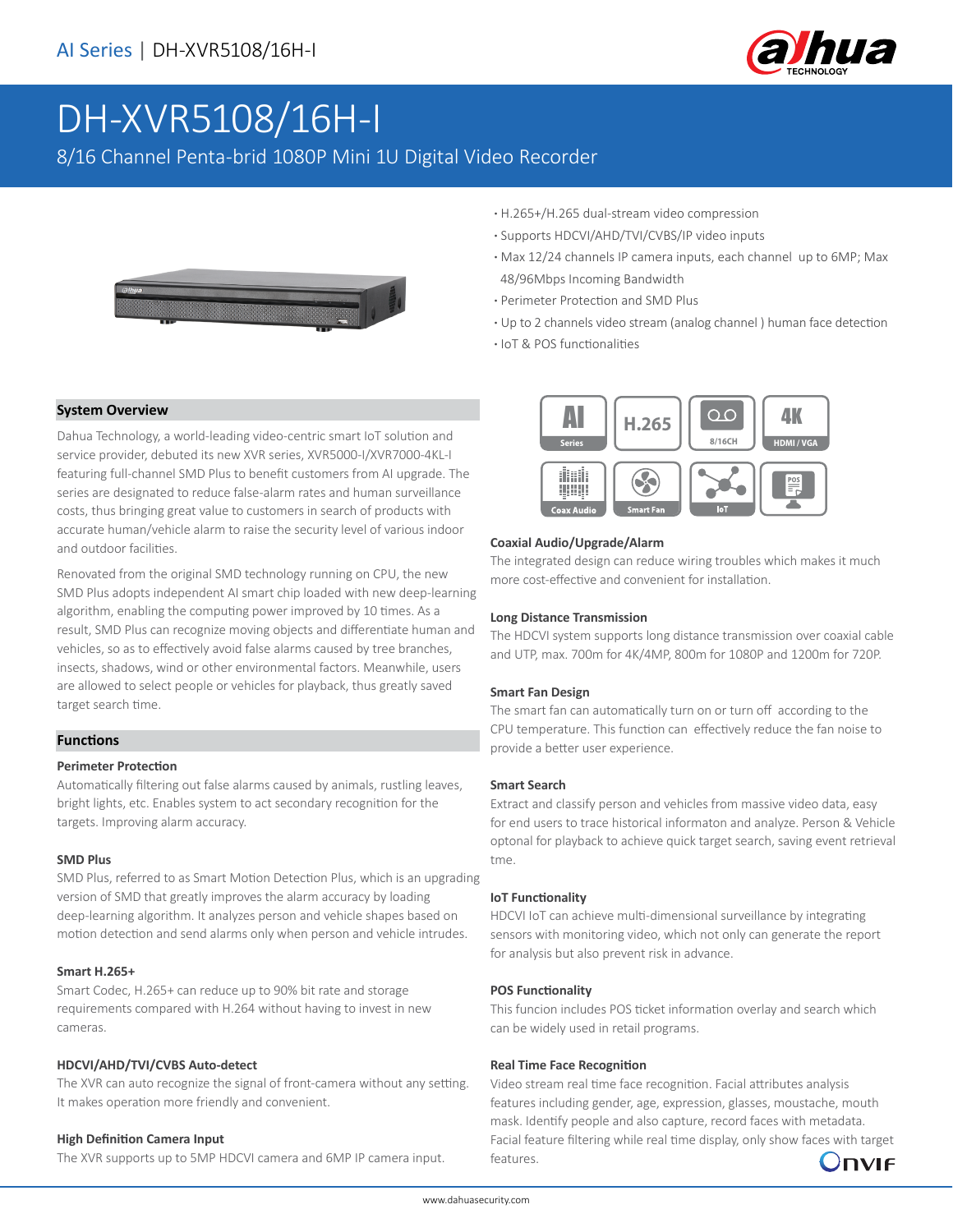# DH-XVR5108/16H-I

8/16 Channel Penta-brid 1080P Mini 1U Digital Video Recorder

- H.265+/H.265 dual-stream video compression
- Supports HDCVI/AHD/TVI/CVBS/IP video inputs
- Max 12/24 channels IP camera inputs, each channel up to 6MP; Max 48/96Mbps Incoming Bandwidth
- Perimeter Protection and SMD Plus
- Up to 2 channels video stream (analog channel ) human face detection
- IoT & POS functionalities

## System Overview

Dahua Technology, a world-leading video-centric smart IoT solution and service provider, debuted its new XVR series, XVR5000-I/XVR7000-4KL-I featuring full-channel SMD Plus to benefit customers from AI upgrade. The series are designated to reduce false-alarm rates and human surveillance costs, thus bringing great value to customers in search of products with accurate human/vehicle alarm to raise the security level of various indoor and outdoor facilities.

Renovated from the original SMD technology running on CPU, the new SMD Plus adopts independent AI smart chip loaded with new deep-learning algorithm, enabling the computing power improved by 10 times. As a result, SMD Plus can recognize moving objects and differentiate human and vehicles, so as to effectively avoid false alarms caused by tree branches, insects, shadows, wind or other environmental factors. Meanwhile, users are allowed to select people or vehicles for playback, thus greatly saved target search time.

## Functions

### Perimeter Protection

Automatically filtering out false alarms caused by animals, rustling leaves, bright lights, etc. Enables system to act secondary recognition for the targets. Improving alarm accuracy.

### SMD Plus

SMD Plus, referred to as Smart Motion Detection Plus, which is an upgrading version of SMD that greatly improves the alarm accuracy by loading deep-learning algorithm. It analyzes person and vehicle shapes based on motion detection and send alarms only when person and vehicle intrudes.

### Smart H.265+

Smart Codec, H.265+ can reduce up to 90% bit rate and storage requirements compared with H.264 without having to invest in new cameras.

### HDCVI/AHD/TVI/CVBS Auto-detect

The XVR can auto recognize the signal of front-camera without any setting. It makes operation more friendly and convenient.

### High Definition Camera Input

The XVR supports up to 5MP HDCVI camera and 6MP IP camera input.

### Coaxial Audio/Upgrade/Alarm

The integrated design can reduce wiring troubles which makes it much more cost-effective and convenient for installation.

### Long Distance Transmission

The HDCVI system supports long distance transmission over coaxial cable and UTP, max. 700m for 4K/4MP, 800m for 1080P and 1200m for 720P.

### Smart Fan Design

The smart fan can automatically turn on or turn off according to the CPU temperature. This function can effectively reduce the fan noise to provide a better user experience.

### Smart Search

Extract and classify person and vehicles from massive video data, easy for end users to trace historical informaton and analyze. Person & Vehicle optonal for playback to achieve quick target search, saving event retrieval tme.

### IoT Functionality

HDCVI IoT can achieve multi-dimensional surveillance by integrating sensors with monitoring video, which not only can generate the report for analysis but also prevent risk in advance.

### POS Functionality

This funcion includes POS ticket information overlay and search which can be widely used in retail programs.

### Real Time Face Recognition

Video stream real time face recognition. Facial attributes analysis features including gender, age, expression, glasses, moustache, mouth mask. Identify people and also capture, record faces with metadata. Facial feature filtering while real time display, only show faces with target features.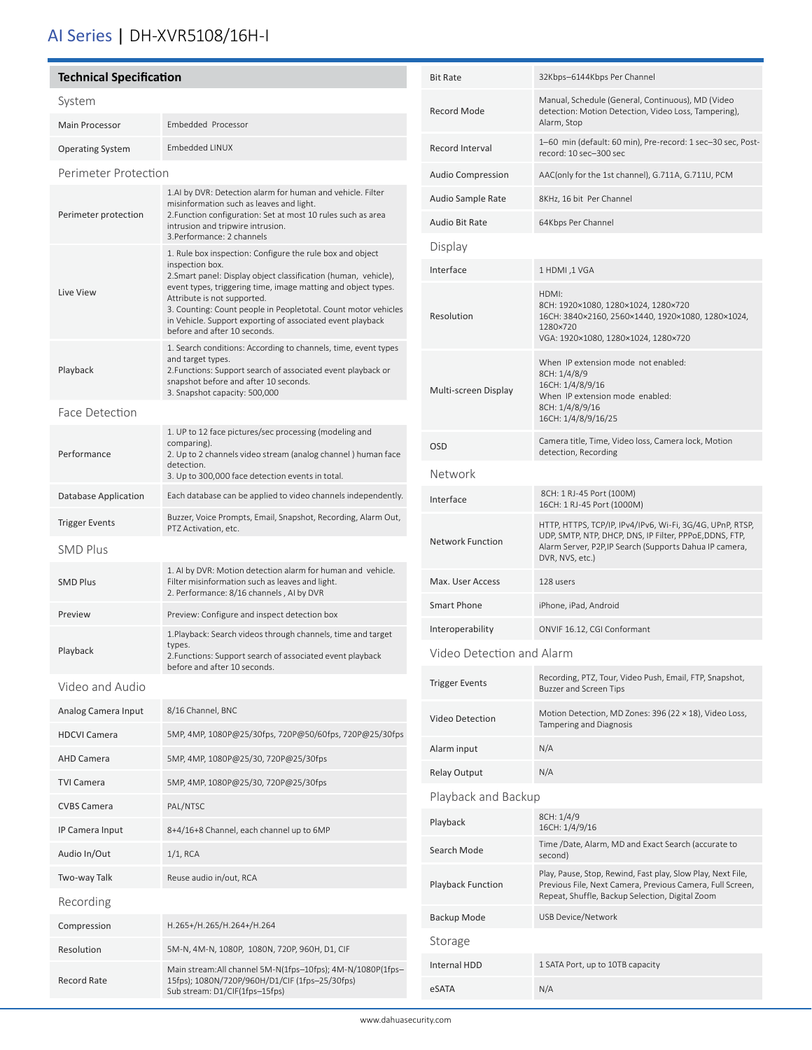# AI Series | DH-XVR5108/16H-I

## Technical Specification

### System

| | |
|---|---|
| Main Processor | Embedded Processor |
| Operating System | Embedded LINUX |

### Perimeter Protection

| | |
|---|---|
| Perimeter protection | 1.AI by DVR: Detection alarm for human and vehicle. Filter misinformation such as leaves and light.<br>2.Function configuration: Set at most 10 rules such as area intrusion and tripwire intrusion.<br>3.Performance: 2 channels |
| Live View | 1. Rule box inspection: Configure the rule box and object inspection box.<br>2.Smart panel: Display object classification (human, vehicle), event types, triggering time, image matting and object types. Attribute is not supported.<br>3. Counting: Count people in Peopletotal. Count motor vehicles in Vehicle. Support exporting of associated event playback before and after 10 seconds. |
| Playback | 1. Search conditions: According to channels, time, event types and target types.<br>2.Functions: Support search of associated event playback or snapshot before and after 10 seconds.<br>3. Snapshot capacity: 500,000 |

### Face Detection

| | |
|---|---|
| Performance | 1. UP to 12 face pictures/sec processing (modeling and comparing).<br>2. Up to 2 channels video stream (analog channel ) human face detection.<br>3. Up to 300,000 face detection events in total. |
| Database Application | Each database can be applied to video channels independently. |
| Trigger Events | Buzzer, Voice Prompts, Email, Snapshot, Recording, Alarm Out, PTZ Activation, etc. |

### SMD Plus

| | |
|---|---|
| SMD Plus | 1. AI by DVR: Motion detection alarm for human and vehicle. Filter misinformation such as leaves and light.<br>2. Performance: 8/16 channels , AI by DVR |
| Preview | Preview: Configure and inspect detection box |
| Playback | 1.Playback: Search videos through channels, time and target types.<br>2.Functions: Support search of associated event playback before and after 10 seconds. |

### Video and Audio

| | |
|---|---|
| Analog Camera Input | 8/16 Channel, BNC |
| HDCVI Camera | 5MP, 4MP, 1080P@25/30fps, 720P@50/60fps, 720P@25/30fps |
| AHD Camera | 5MP, 4MP, 1080P@25/30, 720P@25/30fps |
| TVI Camera | 5MP, 4MP, 1080P@25/30, 720P@25/30fps |
| CVBS Camera | PAL/NTSC |
| IP Camera Input | 8+4/16+8 Channel, each channel up to 6MP |
| Audio In/Out | 1/1, RCA |
| Two-way Talk | Reuse audio in/out, RCA |

### Recording

| | |
|---|---|
| Compression | H.265+/H.265/H.264+/H.264 |
| Resolution | 5M-N, 4M-N, 1080P, 1080N, 720P, 960H, D1, CIF |
| Record Rate | Main stream:All channel 5M-N(1fps–10fps); 4M-N/1080P(1fps–15fps); 1080N/720P/960H/D1/CIF (1fps–25/30fps)<br>Sub stream: D1/CIF(1fps–15fps) |
| Bit Rate | 32Kbps–6144Kbps Per Channel |
| Record Mode | Manual, Schedule (General, Continuous), MD (Video detection: Motion Detection, Video Loss, Tampering), Alarm, Stop |
| Record Interval | 1–60 min (default: 60 min), Pre-record: 1 sec–30 sec, Post-record: 10 sec–300 sec |
| Audio Compression | AAC(only for the 1st channel), G.711A, G.711U, PCM |
| Audio Sample Rate | 8KHz, 16 bit Per Channel |
| Audio Bit Rate | 64Kbps Per Channel |

### Display

| | |
|---|---|
| Interface | 1 HDMI ,1 VGA |
| Resolution | HDMI:<br>8CH: 1920×1080, 1280×1024, 1280×720<br>16CH: 3840×2160, 2560×1440, 1920×1080, 1280×1024, 1280×720<br>VGA: 1920×1080, 1280×1024, 1280×720 |
| Multi-screen Display | When IP extension mode not enabled:<br>8CH: 1/4/8/9<br>16CH: 1/4/8/9/16<br>When IP extension mode enabled:<br>8CH: 1/4/8/9/16<br>16CH: 1/4/8/9/16/25 |
| OSD | Camera title, Time, Video loss, Camera lock, Motion detection, Recording |

### Network

| | |
|---|---|
| Interface | 8CH: 1 RJ-45 Port (100M)<br>16CH: 1 RJ-45 Port (1000M) |
| Network Function | HTTP, HTTPS, TCP/IP, IPv4/IPv6, Wi-Fi, 3G/4G, UPnP, RTSP, UDP, SMTP, NTP, DHCP, DNS, IP Filter, PPPoE,DDNS, FTP, Alarm Server, P2P,IP Search (Supports Dahua IP camera, DVR, NVS, etc.) |
| Max. User Access | 128 users |
| Smart Phone | iPhone, iPad, Android |
| Interoperability | ONVIF 16.12, CGI Conformant |

### Video Detection and Alarm

| | |
|---|---|
| Trigger Events | Recording, PTZ, Tour, Video Push, Email, FTP, Snapshot, Buzzer and Screen Tips |
| Video Detection | Motion Detection, MD Zones: 396 (22 × 18), Video Loss, Tampering and Diagnosis |
| Alarm input | N/A |
| Relay Output | N/A |

### Playback and Backup

| | |
|---|---|
| Playback | 8CH: 1/4/9<br>16CH: 1/4/9/16 |
| Search Mode | Time /Date, Alarm, MD and Exact Search (accurate to second) |
| Playback Function | Play, Pause, Stop, Rewind, Fast play, Slow Play, Next File, Previous File, Next Camera, Previous Camera, Full Screen, Repeat, Shuffle, Backup Selection, Digital Zoom |
| Backup Mode | USB Device/Network |

### Storage

| | |
|---|---|
| Internal HDD | 1 SATA Port, up to 10TB capacity |
| eSATA | N/A |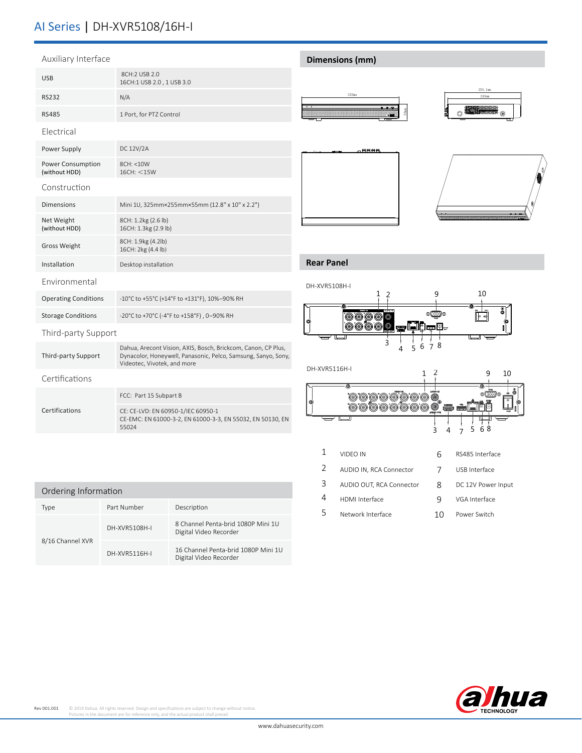# AI Series | DH-XVR5108/16H-I

## Auxiliary Interface

| | |
|---|---|
| USB | 8CH:2 USB 2.0<br>16CH:1 USB 2.0 , 1 USB 3.0 |
| RS232 | N/A |
| RS485 | 1 Port, for PTZ Control |

## Electrical

| | |
|---|---|
| Power Supply | DC 12V/2A |
| Power Consumption (without HDD) | 8CH: <10W<br>16CH: <15W |

## Construction

| | |
|---|---|
| Dimensions | Mini 1U, 325mm×255mm×55mm (12.8" x 10" x 2.2") |
| Net Weight (without HDD) | 8CH: 1.2kg (2.6 lb)<br>16CH: 1.3kg (2.9 lb) |
| Gross Weight | 8CH: 1.9kg (4.2lb)<br>16CH: 2kg (4.4 lb) |
| Installation | Desktop installation |

## Environmental

| | |
|---|---|
| Operating Conditions | -10°C to +55°C (+14°F to +131°F), 10%–90% RH |
| Storage Conditions | -20°C to +70°C (-4°F to +158°F) , 0–90% RH |

## Third-party Support

| | |
|---|---|
| Third-party Support | Dahua, Arecont Vision, AXIS, Bosch, Brickcom, Canon, CP Plus, Dynacolor, Honeywell, Panasonic, Pelco, Samsung, Sanyo, Sony, Videotec, Vivotek, and more |

## Certifications

| | |
|---|---|
| Certifications | FCC: Part 15 Subpart B |
| | CE: CE-LVD: EN 60950-1/IEC 60950-1<br>CE-EMC: EN 61000-3-2, EN 61000-3-3, EN 55032, EN 50130, EN 55024 |

## Ordering Information

| Type | Part Number | Description |
|---|---|---|
| 8/16 Channel XVR | DH-XVR5108H-I | 8 Channel Penta-brid 1080P Mini 1U Digital Video Recorder |
| | DH-XVR5116H-I | 16 Channel Penta-brid 1080P Mini 1U Digital Video Recorder |

## Dimensions (mm)

325mm
255.1mm
243mm
55mm

## Rear Panel

DH-XVR5108H-I

DH-XVR5116H-I

| | | | |
|---|---|---|---|
| 1 | VIDEO IN | 6 | RS485 Interface |
| 2 | AUDIO IN, RCA Connector | 7 | USB Interface |
| 3 | AUDIO OUT, RCA Connector | 8 | DC 12V Power Input |
| 4 | HDMI Interface | 9 | VGA Interface |
| 5 | Network Interface | 10 | Power Switch |

Rev 001.001 © 2019 Dahua. All rights reserved. Design and specifications are subject to change without notice.
Pictures in the document are for reference only, and the actual product shall prevail.

www.dahuasecurity.com